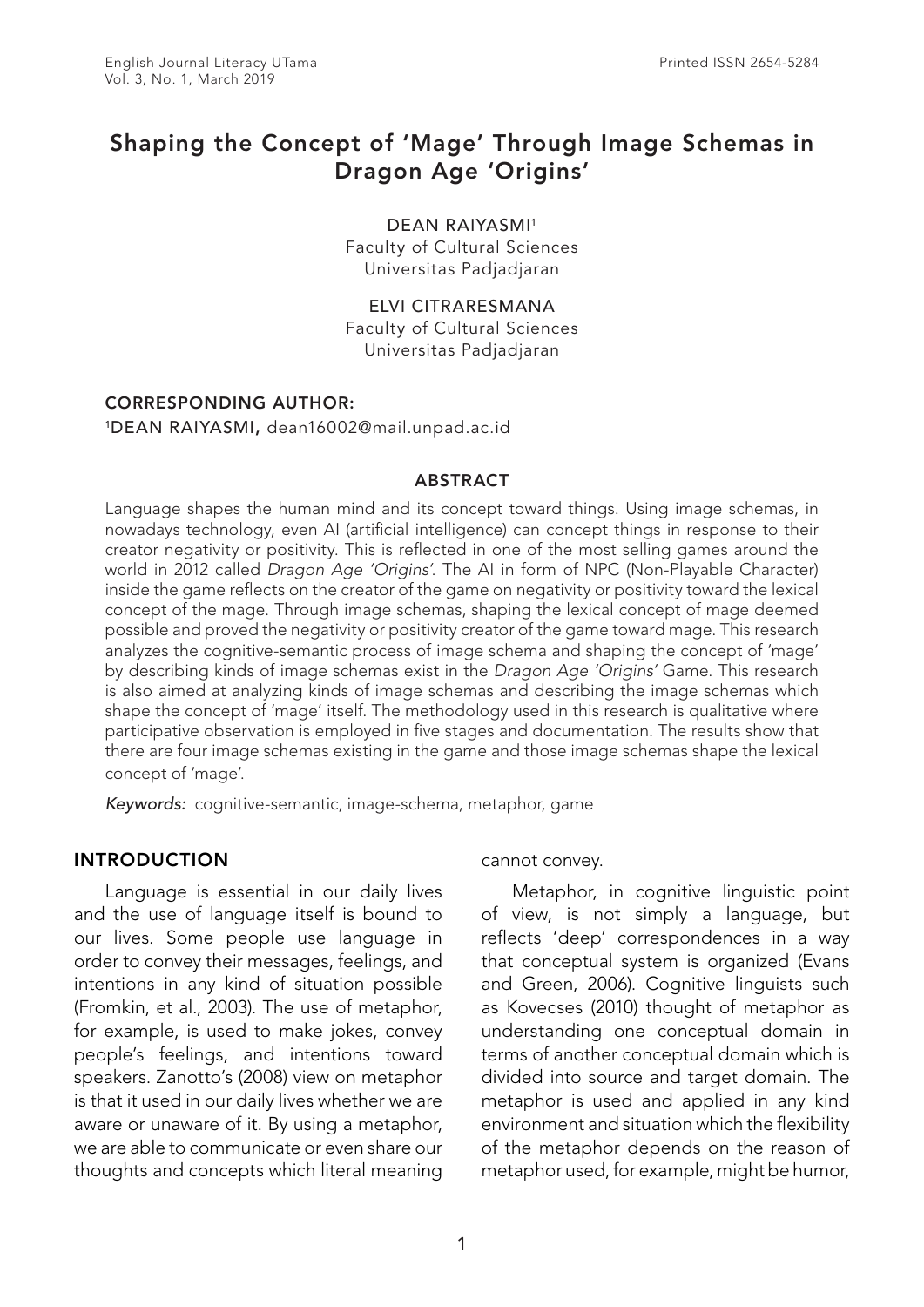# Shaping the Concept of 'Mage' Through Image Schemas in Dragon Age 'Origins'

DEAN RAIYASMI[1]
Faculty of Cultural Sciences
Universitas Padjadjaran

ELVI CITRARESMANA
Faculty of Cultural Sciences
Universitas Padjadjaran

**CORRESPONDING AUTHOR:**
[1]DEAN RAIYASMI, dean16002@mail.unpad.ac.id

## ABSTRACT

Language shapes the human mind and its concept toward things. Using image schemas, in nowadays technology, even AI (artificial intelligence) can concept things in response to their creator negativity or positivity. This is reflected in one of the most selling games around the world in 2012 called *Dragon Age 'Origins'*. The AI in form of NPC (Non-Playable Character) inside the game reflects on the creator of the game on negativity or positivity toward the lexical concept of the mage. Through image schemas, shaping the lexical concept of mage deemed possible and proved the negativity or positivity creator of the game toward mage. This research analyzes the cognitive-semantic process of image schema and shaping the concept of 'mage' by describing kinds of image schemas exist in the *Dragon Age 'Origins'* Game. This research is also aimed at analyzing kinds of image schemas and describing the image schemas which shape the concept of 'mage' itself. The methodology used in this research is qualitative where participative observation is employed in five stages and documentation. The results show that there are four image schemas existing in the game and those image schemas shape the lexical concept of 'mage'.

*Keywords:* cognitive-semantic, image-schema, metaphor, game

## INTRODUCTION

Language is essential in our daily lives and the use of language itself is bound to our lives. Some people use language in order to convey their messages, feelings, and intentions in any kind of situation possible (Fromkin, et al., 2003). The use of metaphor, for example, is used to make jokes, convey people's feelings, and intentions toward speakers. Zanotto's (2008) view on metaphor is that it used in our daily lives whether we are aware or unaware of it. By using a metaphor, we are able to communicate or even share our thoughts and concepts which literal meaning cannot convey.

Metaphor, in cognitive linguistic point of view, is not simply a language, but reflects 'deep' correspondences in a way that conceptual system is organized (Evans and Green, 2006). Cognitive linguists such as Kovecses (2010) thought of metaphor as understanding one conceptual domain in terms of another conceptual domain which is divided into source and target domain. The metaphor is used and applied in any kind environment and situation which the flexibility of the metaphor depends on the reason of metaphor used, for example, might be humor,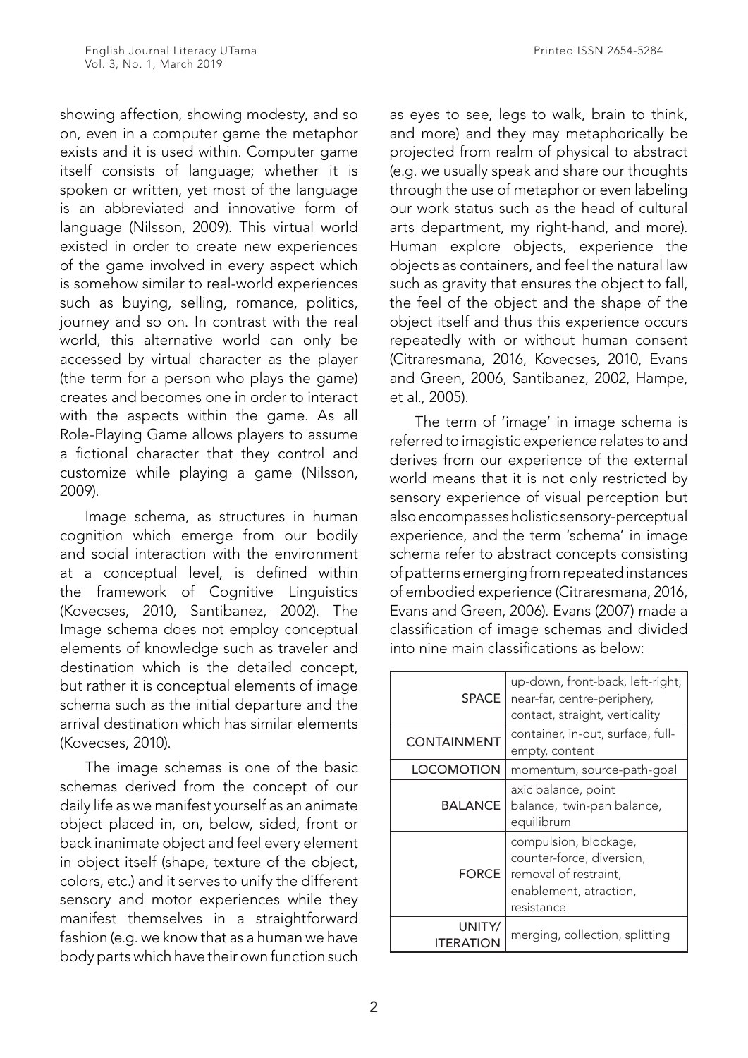showing affection, showing modesty, and so on, even in a computer game the metaphor exists and it is used within. Computer game itself consists of language; whether it is spoken or written, yet most of the language is an abbreviated and innovative form of language (Nilsson, 2009). This virtual world existed in order to create new experiences of the game involved in every aspect which is somehow similar to real-world experiences such as buying, selling, romance, politics, journey and so on. In contrast with the real world, this alternative world can only be accessed by virtual character as the player (the term for a person who plays the game) creates and becomes one in order to interact with the aspects within the game. As all Role-Playing Game allows players to assume a fictional character that they control and customize while playing a game (Nilsson, 2009).

Image schema, as structures in human cognition which emerge from our bodily and social interaction with the environment at a conceptual level, is defined within the framework of Cognitive Linguistics (Kovecses, 2010, Santibanez, 2002). The Image schema does not employ conceptual elements of knowledge such as traveler and destination which is the detailed concept, but rather it is conceptual elements of image schema such as the initial departure and the arrival destination which has similar elements (Kovecses, 2010).

The image schemas is one of the basic schemas derived from the concept of our daily life as we manifest yourself as an animate object placed in, on, below, sided, front or back inanimate object and feel every element in object itself (shape, texture of the object, colors, etc.) and it serves to unify the different sensory and motor experiences while they manifest themselves in a straightforward fashion (e.g. we know that as a human we have body parts which have their own function such as eyes to see, legs to walk, brain to think, and more) and they may metaphorically be projected from realm of physical to abstract (e.g. we usually speak and share our thoughts through the use of metaphor or even labeling our work status such as the head of cultural arts department, my right-hand, and more). Human explore objects, experience the objects as containers, and feel the natural law such as gravity that ensures the object to fall, the feel of the object and the shape of the object itself and thus this experience occurs repeatedly with or without human consent (Citraresmana, 2016, Kovecses, 2010, Evans and Green, 2006, Santibanez, 2002, Hampe, et al., 2005).

The term of 'image' in image schema is referred to imagistic experience relates to and derives from our experience of the external world means that it is not only restricted by sensory experience of visual perception but also encompasses holistic sensory-perceptual experience, and the term 'schema' in image schema refer to abstract concepts consisting of patterns emerging from repeated instances of embodied experience (Citraresmana, 2016, Evans and Green, 2006). Evans (2007) made a classification of image schemas and divided into nine main classifications as below:

| | |
|---|---|
| SPACE | up-down, front-back, left-right, near-far, centre-periphery, contact, straight, verticality |
| CONTAINMENT | container, in-out, surface, full-empty, content |
| LOCOMOTION | momentum, source-path-goal |
| BALANCE | axic balance, point balance, twin-pan balance, equilibrum |
| FORCE | compulsion, blockage, counter-force, diversion, removal of restraint, enablement, atraction, resistance |
| UNITY/ ITERATION | merging, collection, splitting |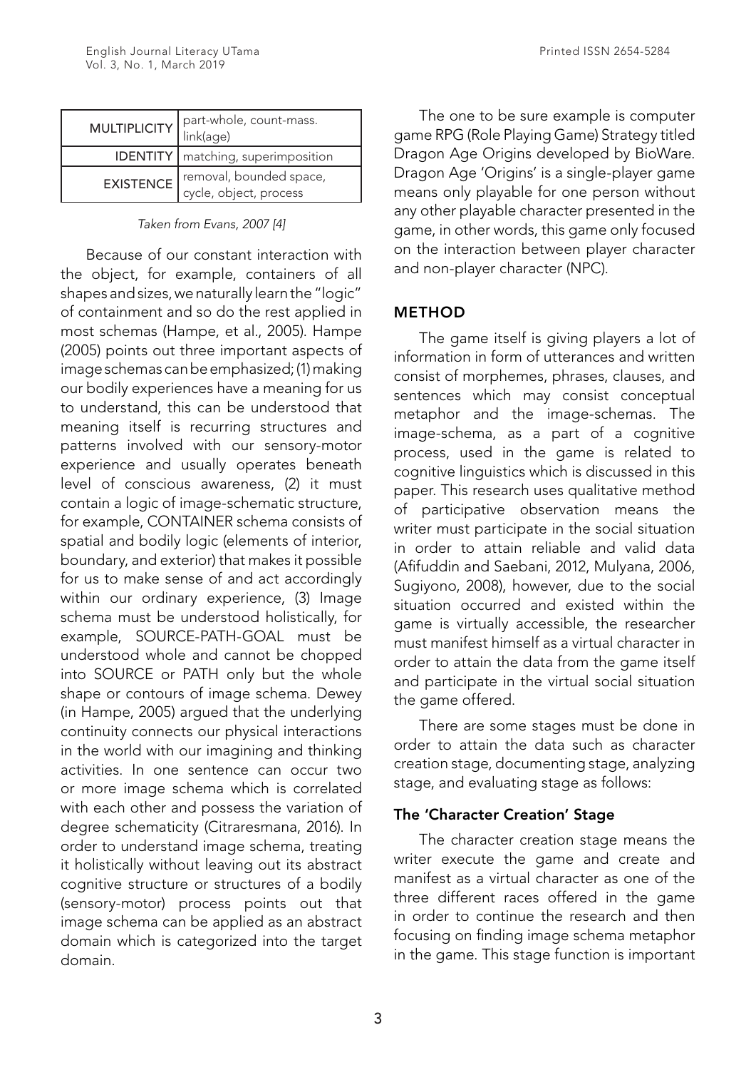| | |
|---|---|
| MULTIPLICITY | part-whole, count-mass. link(age) |
| IDENTITY | matching, superimposition |
| EXISTENCE | removal, bounded space, cycle, object, process |

*Taken from Evans, 2007 [4]*

Because of our constant interaction with the object, for example, containers of all shapes and sizes, we naturally learn the "logic" of containment and so do the rest applied in most schemas (Hampe, et al., 2005). Hampe (2005) points out three important aspects of image schemas can be emphasized; (1) making our bodily experiences have a meaning for us to understand, this can be understood that meaning itself is recurring structures and patterns involved with our sensory-motor experience and usually operates beneath level of conscious awareness, (2) it must contain a logic of image-schematic structure, for example, CONTAINER schema consists of spatial and bodily logic (elements of interior, boundary, and exterior) that makes it possible for us to make sense of and act accordingly within our ordinary experience, (3) Image schema must be understood holistically, for example, SOURCE-PATH-GOAL must be understood whole and cannot be chopped into SOURCE or PATH only but the whole shape or contours of image schema. Dewey (in Hampe, 2005) argued that the underlying continuity connects our physical interactions in the world with our imagining and thinking activities. In one sentence can occur two or more image schema which is correlated with each other and possess the variation of degree schematicity (Citraresmana, 2016). In order to understand image schema, treating it holistically without leaving out its abstract cognitive structure or structures of a bodily (sensory-motor) process points out that image schema can be applied as an abstract domain which is categorized into the target domain.

The one to be sure example is computer game RPG (Role Playing Game) Strategy titled Dragon Age Origins developed by BioWare. Dragon Age 'Origins' is a single-player game means only playable for one person without any other playable character presented in the game, in other words, this game only focused on the interaction between player character and non-player character (NPC).

## METHOD

The game itself is giving players a lot of information in form of utterances and written consist of morphemes, phrases, clauses, and sentences which may consist conceptual metaphor and the image-schemas. The image-schema, as a part of a cognitive process, used in the game is related to cognitive linguistics which is discussed in this paper. This research uses qualitative method of participative observation means the writer must participate in the social situation in order to attain reliable and valid data (Afifuddin and Saebani, 2012, Mulyana, 2006, Sugiyono, 2008), however, due to the social situation occurred and existed within the game is virtually accessible, the researcher must manifest himself as a virtual character in order to attain the data from the game itself and participate in the virtual social situation the game offered.

There are some stages must be done in order to attain the data such as character creation stage, documenting stage, analyzing stage, and evaluating stage as follows:

### The 'Character Creation' Stage

The character creation stage means the writer execute the game and create and manifest as a virtual character as one of the three different races offered in the game in order to continue the research and then focusing on finding image schema metaphor in the game. This stage function is important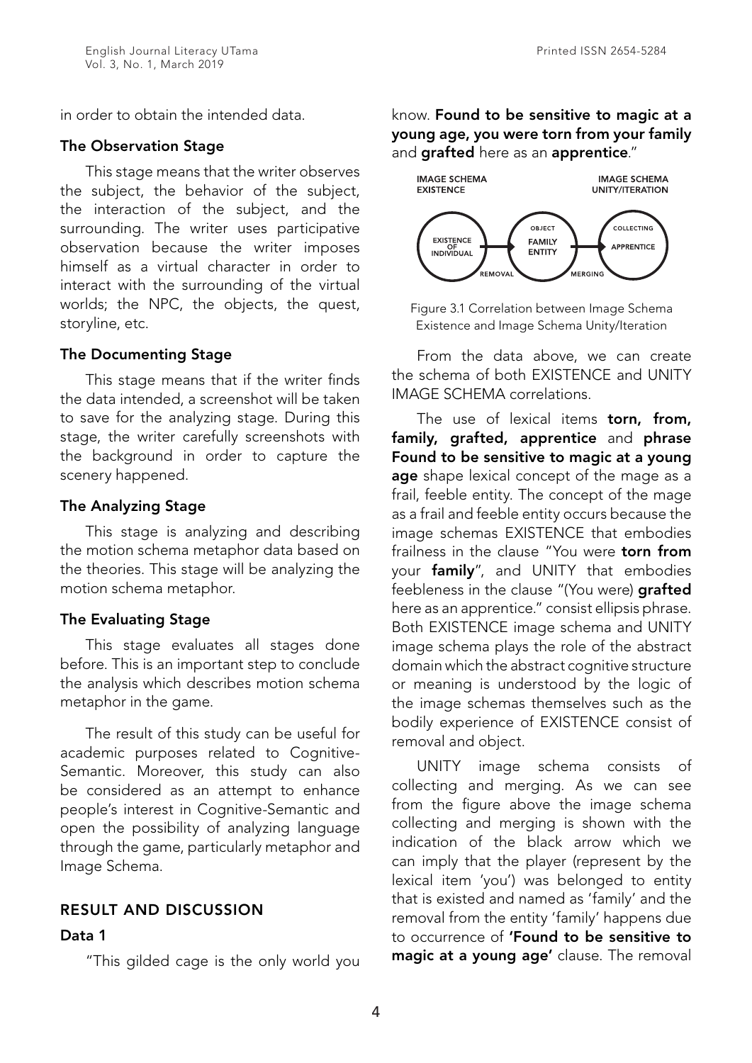in order to obtain the intended data.

### The Observation Stage

This stage means that the writer observes the subject, the behavior of the subject, the interaction of the subject, and the surrounding. The writer uses participative observation because the writer imposes himself as a virtual character in order to interact with the surrounding of the virtual worlds; the NPC, the objects, the quest, storyline, etc.

### The Documenting Stage

This stage means that if the writer finds the data intended, a screenshot will be taken to save for the analyzing stage. During this stage, the writer carefully screenshots with the background in order to capture the scenery happened.

### The Analyzing Stage

This stage is analyzing and describing the motion schema metaphor data based on the theories. This stage will be analyzing the motion schema metaphor.

### The Evaluating Stage

This stage evaluates all stages done before. This is an important step to conclude the analysis which describes motion schema metaphor in the game.

The result of this study can be useful for academic purposes related to Cognitive-Semantic. Moreover, this study can also be considered as an attempt to enhance people's interest in Cognitive-Semantic and open the possibility of analyzing language through the game, particularly metaphor and Image Schema.

## RESULT AND DISCUSSION

### Data 1

"This gilded cage is the only world you know. **Found to be sensitive to magic at a young age, you were torn from your family** and **grafted** here as an **apprentice**."

IMAGE SCHEMA EXISTENCE — IMAGE SCHEMA UNITY/ITERATION

EXISTENCE OF INDIVIDUAL → (REMOVAL) → OBJECT: FAMILY ENTITY → (MERGING) → COLLECTING: APPRENTICE

Figure 3.1 Correlation between Image Schema Existence and Image Schema Unity/Iteration

From the data above, we can create the schema of both EXISTENCE and UNITY IMAGE SCHEMA correlations.

The use of lexical items **torn, from, family, grafted, apprentice** and **phrase Found to be sensitive to magic at a young age** shape lexical concept of the mage as a frail, feeble entity. The concept of the mage as a frail and feeble entity occurs because the image schemas EXISTENCE that embodies frailness in the clause "You were **torn from** your **family**", and UNITY that embodies feebleness in the clause "(You were) **grafted** here as an apprentice." consist ellipsis phrase. Both EXISTENCE image schema and UNITY image schema plays the role of the abstract domain which the abstract cognitive structure or meaning is understood by the logic of the image schemas themselves such as the bodily experience of EXISTENCE consist of removal and object.

UNITY image schema consists of collecting and merging. As we can see from the figure above the image schema collecting and merging is shown with the indication of the black arrow which we can imply that the player (represent by the lexical item 'you') was belonged to entity that is existed and named as 'family' and the removal from the entity 'family' happens due to occurrence of **'Found to be sensitive to magic at a young age'** clause. The removal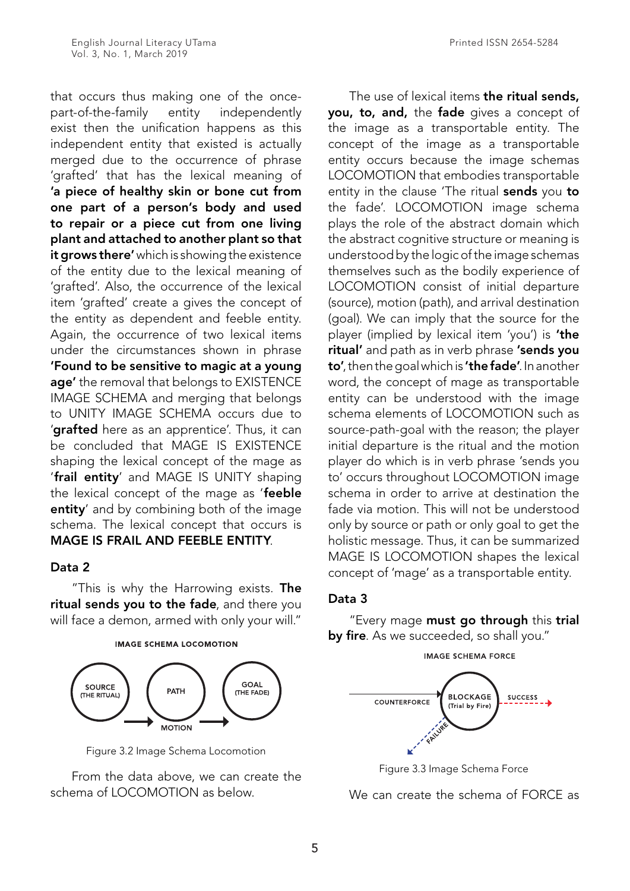that occurs thus making one of the once-part-of-the-family entity independently exist then the unification happens as this independent entity that existed is actually merged due to the occurrence of phrase 'grafted' that has the lexical meaning of **'a piece of healthy skin or bone cut from one part of a person's body and used to repair or a piece cut from one living plant and attached to another plant so that it grows there'** which is showing the existence of the entity due to the lexical meaning of 'grafted'. Also, the occurrence of the lexical item 'grafted' create a gives the concept of the entity as dependent and feeble entity. Again, the occurrence of two lexical items under the circumstances shown in phrase **'Found to be sensitive to magic at a young age'** the removal that belongs to EXISTENCE IMAGE SCHEMA and merging that belongs to UNITY IMAGE SCHEMA occurs due to '**grafted** here as an apprentice'. Thus, it can be concluded that MAGE IS EXISTENCE shaping the lexical concept of the mage as '**frail entity**' and MAGE IS UNITY shaping the lexical concept of the mage as '**feeble entity**' and by combining both of the image schema. The lexical concept that occurs is **MAGE IS FRAIL AND FEEBLE ENTITY**.

### Data 2

"This is why the Harrowing exists. **The ritual sends you to the fade**, and there you will face a demon, armed with only your will."

IMAGE SCHEMA LOCOMOTION

SOURCE (THE RITUAL) → PATH → GOAL (THE FADE)

MOTION

Figure 3.2 Image Schema Locomotion

From the data above, we can create the schema of LOCOMOTION as below.

The use of lexical items **the ritual sends, you, to, and,** the **fade** gives a concept of the image as a transportable entity. The concept of the image as a transportable entity occurs because the image schemas LOCOMOTION that embodies transportable entity in the clause 'The ritual **sends** you **to** the fade'. LOCOMOTION image schema plays the role of the abstract domain which the abstract cognitive structure or meaning is understood by the logic of the image schemas themselves such as the bodily experience of LOCOMOTION consist of initial departure (source), motion (path), and arrival destination (goal). We can imply that the source for the player (implied by lexical item 'you') is **'the ritual'** and path as in verb phrase **'sends you to'**, then the goal which is **'the fade'**. In another word, the concept of mage as transportable entity can be understood with the image schema elements of LOCOMOTION such as source-path-goal with the reason; the player initial departure is the ritual and the motion player do which is in verb phrase 'sends you to' occurs throughout LOCOMOTION image schema in order to arrive at destination the fade via motion. This will not be understood only by source or path or only goal to get the holistic message. Thus, it can be summarized MAGE IS LOCOMOTION shapes the lexical concept of 'mage' as a transportable entity.

### Data 3

"Every mage **must go through** this **trial by fire**. As we succeeded, so shall you."

IMAGE SCHEMA FORCE

COUNTERFORCE → BLOCKAGE (Trial by Fire) → SUCCESS

FAILURE

Figure 3.3 Image Schema Force

We can create the schema of FORCE as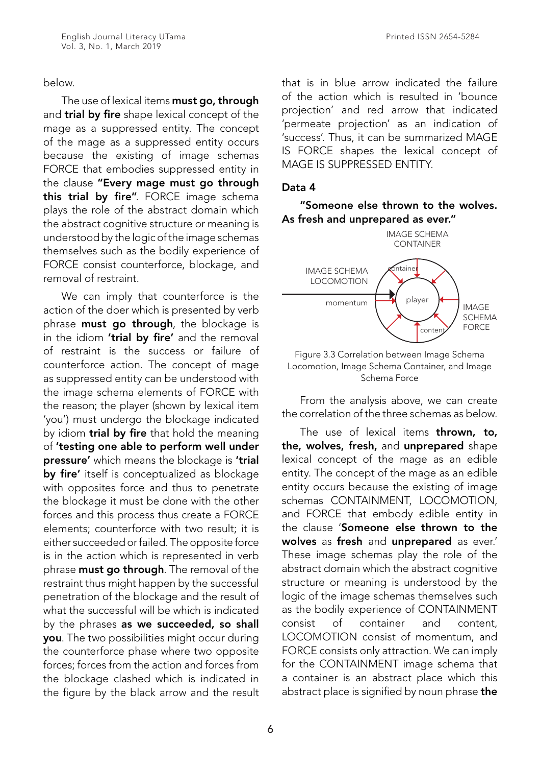below.

The use of lexical items **must go, through** and **trial by fire** shape lexical concept of the mage as a suppressed entity. The concept of the mage as a suppressed entity occurs because the existing of image schemas FORCE that embodies suppressed entity in the clause **"Every mage must go through this trial by fire"**. FORCE image schema plays the role of the abstract domain which the abstract cognitive structure or meaning is understood by the logic of the image schemas themselves such as the bodily experience of FORCE consist counterforce, blockage, and removal of restraint.

We can imply that counterforce is the action of the doer which is presented by verb phrase **must go through**, the blockage is in the idiom **'trial by fire'** and the removal of restraint is the success or failure of counterforce action. The concept of mage as suppressed entity can be understood with the image schema elements of FORCE with the reason; the player (shown by lexical item 'you') must undergo the blockage indicated by idiom **trial by fire** that hold the meaning of **'testing one able to perform well under pressure'** which means the blockage is **'trial by fire'** itself is conceptualized as blockage with opposites force and thus to penetrate the blockage it must be done with the other forces and this process thus create a FORCE elements; counterforce with two result; it is either succeeded or failed. The opposite force is in the action which is represented in verb phrase **must go through**. The removal of the restraint thus might happen by the successful penetration of the blockage and the result of what the successful will be which is indicated by the phrases **as we succeeded, so shall you**. The two possibilities might occur during the counterforce phase where two opposite forces; forces from the action and forces from the blockage clashed which is indicated in the figure by the black arrow and the result that is in blue arrow indicated the failure of the action which is resulted in 'bounce projection' and red arrow that indicated 'permeate projection' as an indication of 'success'. Thus, it can be summarized MAGE IS FORCE shapes the lexical concept of MAGE IS SUPPRESSED ENTITY.

**Data 4**

**"Someone else thrown to the wolves. As fresh and unprepared as ever."**

IMAGE SCHEMA CONTAINER

IMAGE SCHEMA LOCOMOTION

container

momentum

player

content

IMAGE SCHEMA FORCE

Figure 3.3 Correlation between Image Schema Locomotion, Image Schema Container, and Image Schema Force

From the analysis above, we can create the correlation of the three schemas as below.

The use of lexical items **thrown, to, the, wolves, fresh,** and **unprepared** shape lexical concept of the mage as an edible entity. The concept of the mage as an edible entity occurs because the existing of image schemas CONTAINMENT, LOCOMOTION, and FORCE that embody edible entity in the clause '**Someone else thrown to the wolves** as **fresh** and **unprepared** as ever.' These image schemas play the role of the abstract domain which the abstract cognitive structure or meaning is understood by the logic of the image schemas themselves such as the bodily experience of CONTAINMENT consist of container and content, LOCOMOTION consist of momentum, and FORCE consists only attraction. We can imply for the CONTAINMENT image schema that a container is an abstract place which this abstract place is signified by noun phrase **the**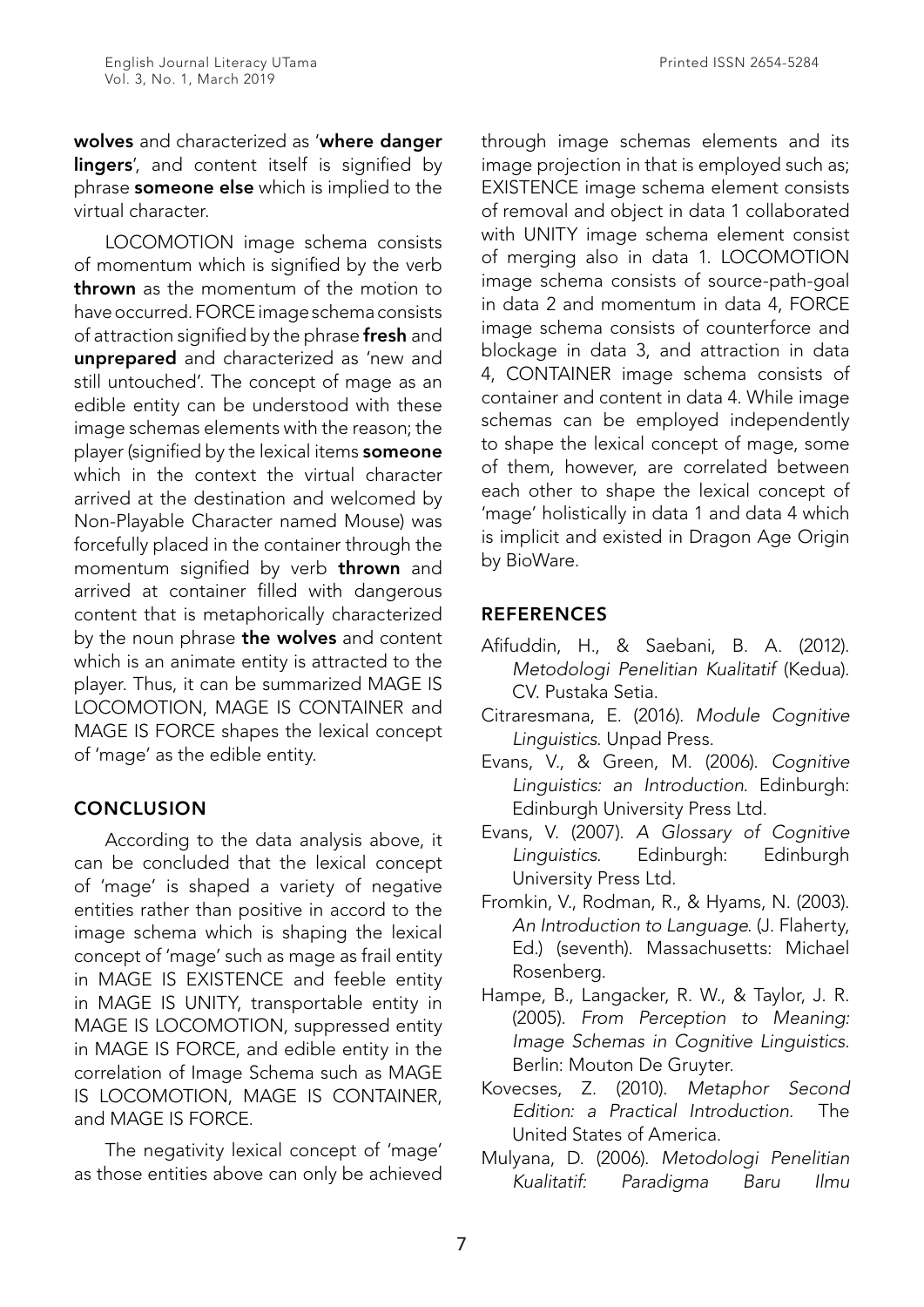**wolves** and characterized as '**where danger lingers**', and content itself is signified by phrase **someone else** which is implied to the virtual character.

LOCOMOTION image schema consists of momentum which is signified by the verb **thrown** as the momentum of the motion to have occurred. FORCE image schema consists of attraction signified by the phrase **fresh** and **unprepared** and characterized as 'new and still untouched'. The concept of mage as an edible entity can be understood with these image schemas elements with the reason; the player (signified by the lexical items **someone** which in the context the virtual character arrived at the destination and welcomed by Non-Playable Character named Mouse) was forcefully placed in the container through the momentum signified by verb **thrown** and arrived at container filled with dangerous content that is metaphorically characterized by the noun phrase **the wolves** and content which is an animate entity is attracted to the player. Thus, it can be summarized MAGE IS LOCOMOTION, MAGE IS CONTAINER and MAGE IS FORCE shapes the lexical concept of 'mage' as the edible entity.

## CONCLUSION

According to the data analysis above, it can be concluded that the lexical concept of 'mage' is shaped a variety of negative entities rather than positive in accord to the image schema which is shaping the lexical concept of 'mage' such as mage as frail entity in MAGE IS EXISTENCE and feeble entity in MAGE IS UNITY, transportable entity in MAGE IS LOCOMOTION, suppressed entity in MAGE IS FORCE, and edible entity in the correlation of Image Schema such as MAGE IS LOCOMOTION, MAGE IS CONTAINER, and MAGE IS FORCE.

The negativity lexical concept of 'mage' as those entities above can only be achieved through image schemas elements and its image projection in that is employed such as; EXISTENCE image schema element consists of removal and object in data 1 collaborated with UNITY image schema element consist of merging also in data 1. LOCOMOTION image schema consists of source-path-goal in data 2 and momentum in data 4, FORCE image schema consists of counterforce and blockage in data 3, and attraction in data 4, CONTAINER image schema consists of container and content in data 4. While image schemas can be employed independently to shape the lexical concept of mage, some of them, however, are correlated between each other to shape the lexical concept of 'mage' holistically in data 1 and data 4 which is implicit and existed in Dragon Age Origin by BioWare.

## REFERENCES

Afifuddin, H., & Saebani, B. A. (2012). *Metodologi Penelitian Kualitatif* (Kedua). CV. Pustaka Setia.

Citraresmana, E. (2016). *Module Cognitive Linguistics*. Unpad Press.

Evans, V., & Green, M. (2006). *Cognitive Linguistics: an Introduction*. Edinburgh: Edinburgh University Press Ltd.

Evans, V. (2007). *A Glossary of Cognitive Linguistics*. Edinburgh: Edinburgh University Press Ltd.

Fromkin, V., Rodman, R., & Hyams, N. (2003). *An Introduction to Language*. (J. Flaherty, Ed.) (seventh). Massachusetts: Michael Rosenberg.

Hampe, B., Langacker, R. W., & Taylor, J. R. (2005). *From Perception to Meaning: Image Schemas in Cognitive Linguistics*. Berlin: Mouton De Gruyter.

Kovecses, Z. (2010). *Metaphor Second Edition: a Practical Introduction.* The United States of America.

Mulyana, D. (2006). *Metodologi Penelitian Kualitatif: Paradigma Baru Ilmu*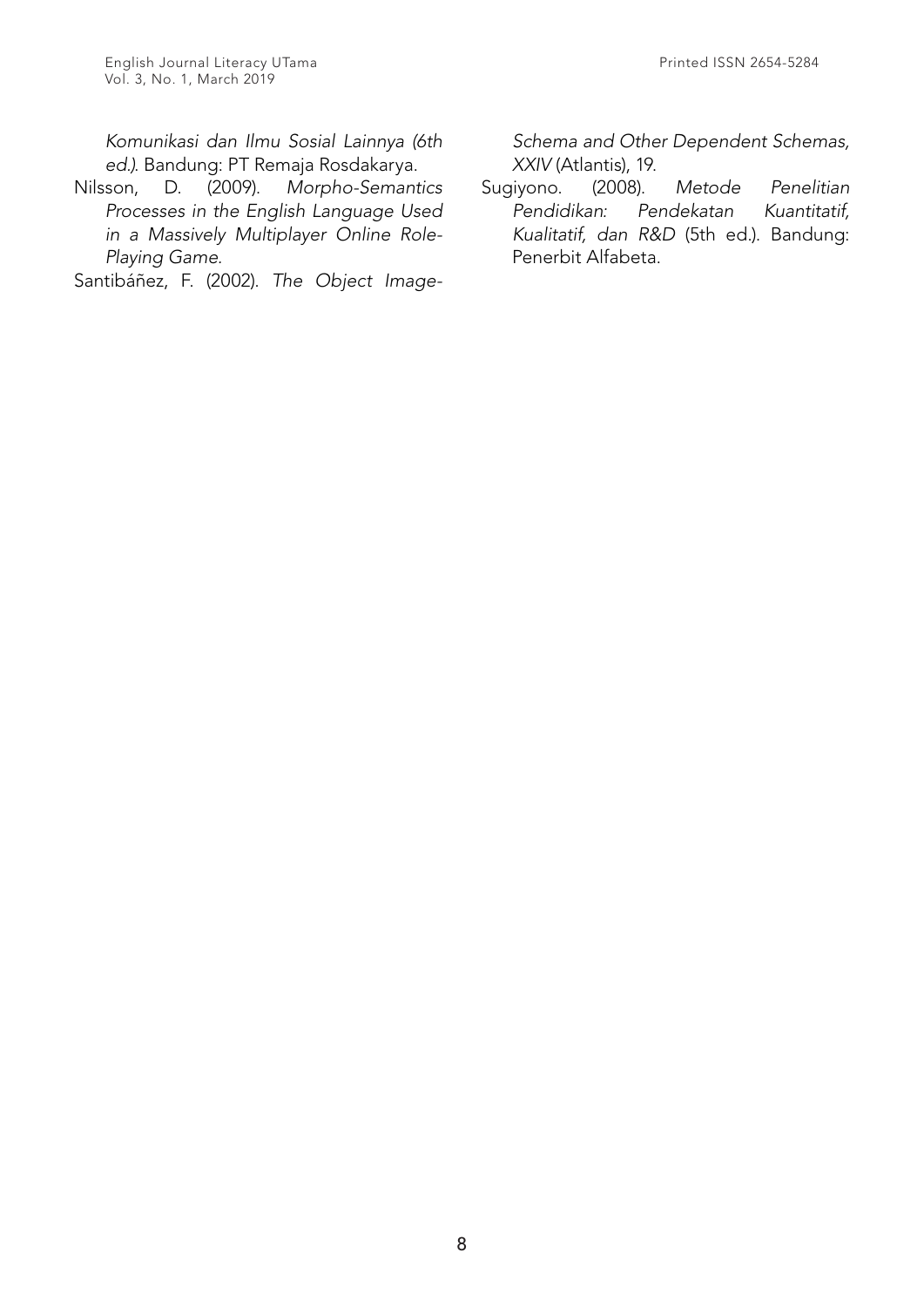*Komunikasi dan Ilmu Sosial Lainnya (6th ed.)*. Bandung: PT Remaja Rosdakarya.

Nilsson, D. (2009). *Morpho-Semantics Processes in the English Language Used in a Massively Multiplayer Online Role-Playing Game.*

Santibáñez, F. (2002). *The Object Image-Schema and Other Dependent Schemas, XXIV* (Atlantis), 19.

Sugiyono. (2008). *Metode Penelitian Pendidikan: Pendekatan Kuantitatif, Kualitatif, dan R&D* (5th ed.). Bandung: Penerbit Alfabeta.